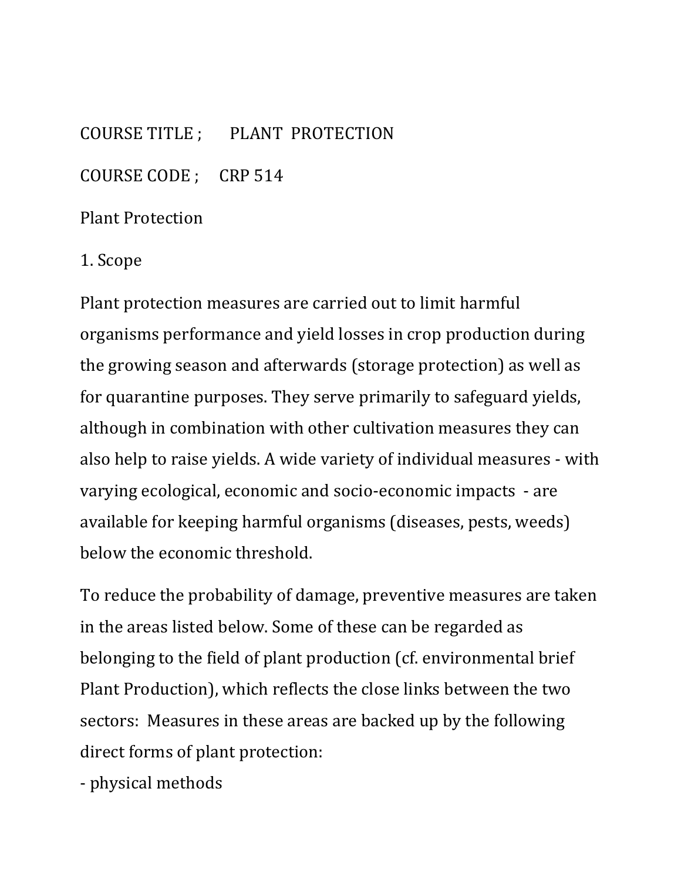COURSE TITLE ; PLANT PROTECTION

COURSE CODE ; CRP 514

# Plant Protection

## 1. Scope

Plant protection measures are carried out to limit harmful organisms performance and yield losses in crop production during the growing season and afterwards (storage protection) as well as for quarantine purposes. They serve primarily to safeguard yields, although in combination with other cultivation measures they can also help to raise yields. A wide variety of individual measures - with varying ecological, economic and socio-economic impacts - are available for keeping harmful organisms (diseases, pests, weeds) below the economic threshold.

To reduce the probability of damage, preventive measures are taken in the areas listed below. Some of these can be regarded as belonging to the field of plant production (cf. environmental brief Plant Production), which reflects the close links between the two sectors: Measures in these areas are backed up by the following direct forms of plant protection:

- physical methods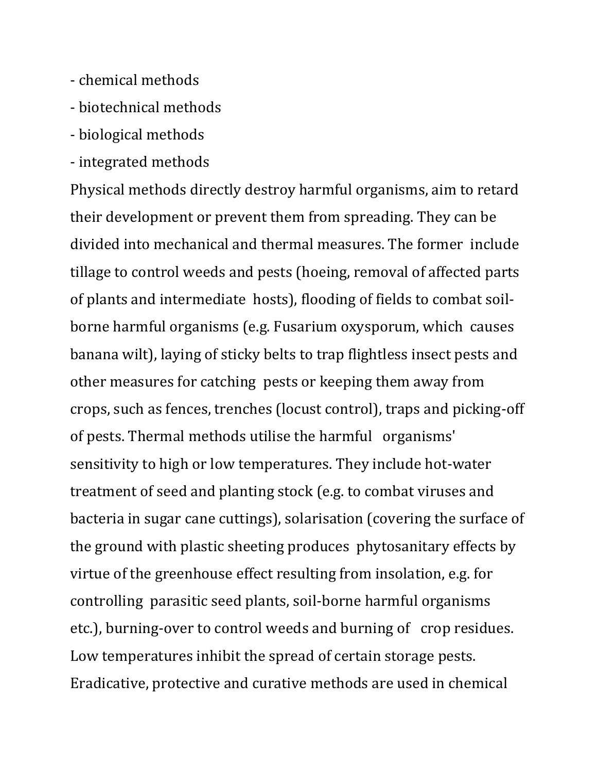- chemical methods
- biotechnical methods
- biological methods
- integrated methods

Physical methods directly destroy harmful organisms, aim to retard their development or prevent them from spreading. They can be divided into mechanical and thermal measures. The former include tillage to control weeds and pests (hoeing, removal of affected parts of plants and intermediate hosts), flooding of fields to combat soil-borne harmful organisms (e.g. Fusarium oxysporum, which causes banana wilt), laying of sticky belts to trap flightless insect pests and other measures for catching pests or keeping them away from crops, such as fences, trenches (locust control), traps and picking-off of pests. Thermal methods utilise the harmful organisms' sensitivity to high or low temperatures. They include hot-water treatment of seed and planting stock (e.g. to combat viruses and bacteria in sugar cane cuttings), solarisation (covering the surface of the ground with plastic sheeting produces phytosanitary effects by virtue of the greenhouse effect resulting from insolation, e.g. for controlling parasitic seed plants, soil-borne harmful organisms etc.), burning-over to control weeds and burning of crop residues. Low temperatures inhibit the spread of certain storage pests. Eradicative, protective and curative methods are used in chemical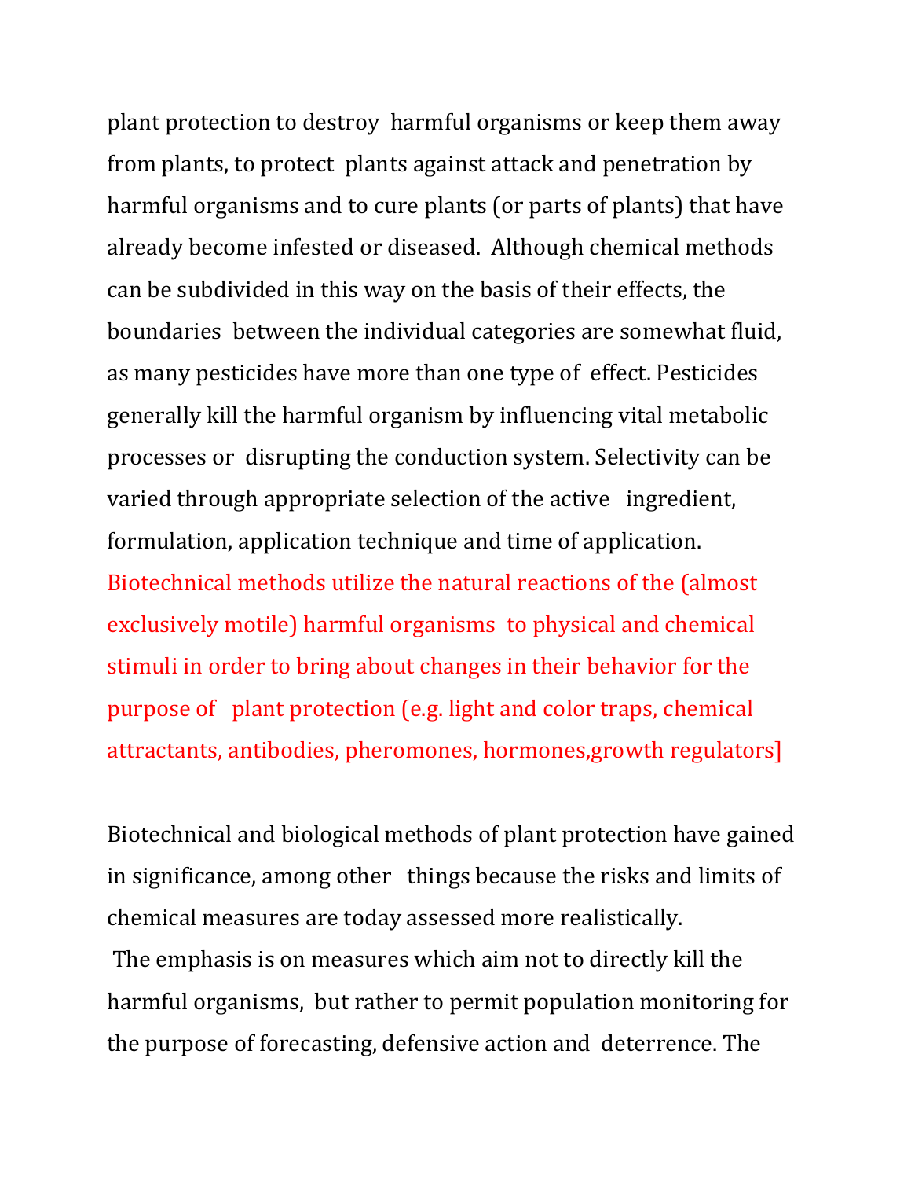plant protection to destroy harmful organisms or keep them away from plants, to protect plants against attack and penetration by harmful organisms and to cure plants (or parts of plants) that have already become infested or diseased. Although chemical methods can be subdivided in this way on the basis of their effects, the boundaries between the individual categories are somewhat fluid, as many pesticides have more than one type of effect. Pesticides generally kill the harmful organism by influencing vital metabolic processes or disrupting the conduction system. Selectivity can be varied through appropriate selection of the active ingredient, formulation, application technique and time of application.
Biotechnical methods utilize the natural reactions of the (almost exclusively motile) harmful organisms to physical and chemical stimuli in order to bring about changes in their behavior for the purpose of plant protection (e.g. light and color traps, chemical attractants, antibodies, pheromones, hormones,growth regulators]

Biotechnical and biological methods of plant protection have gained in significance, among other things because the risks and limits of chemical measures are today assessed more realistically.
The emphasis is on measures which aim not to directly kill the harmful organisms, but rather to permit population monitoring for the purpose of forecasting, defensive action and deterrence. The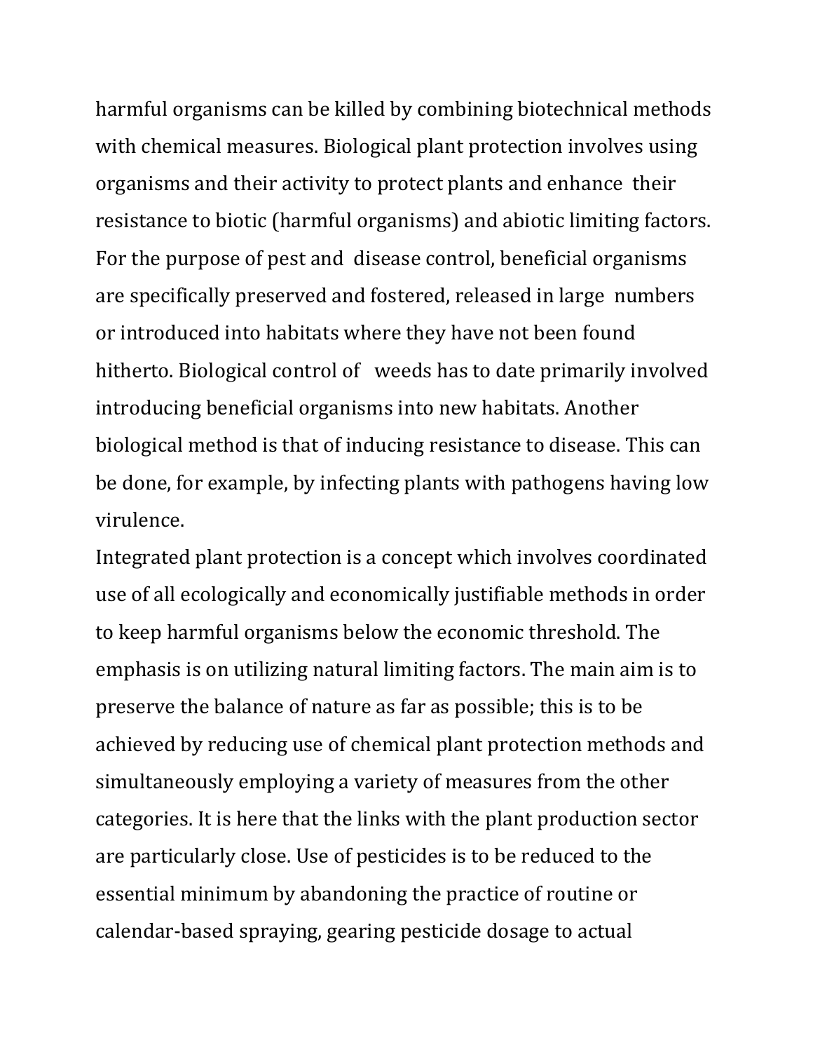harmful organisms can be killed by combining biotechnical methods with chemical measures. Biological plant protection involves using organisms and their activity to protect plants and enhance their resistance to biotic (harmful organisms) and abiotic limiting factors. For the purpose of pest and disease control, beneficial organisms are specifically preserved and fostered, released in large numbers or introduced into habitats where they have not been found hitherto. Biological control of weeds has to date primarily involved introducing beneficial organisms into new habitats. Another biological method is that of inducing resistance to disease. This can be done, for example, by infecting plants with pathogens having low virulence.

Integrated plant protection is a concept which involves coordinated use of all ecologically and economically justifiable methods in order to keep harmful organisms below the economic threshold. The emphasis is on utilizing natural limiting factors. The main aim is to preserve the balance of nature as far as possible; this is to be achieved by reducing use of chemical plant protection methods and simultaneously employing a variety of measures from the other categories. It is here that the links with the plant production sector are particularly close. Use of pesticides is to be reduced to the essential minimum by abandoning the practice of routine or calendar-based spraying, gearing pesticide dosage to actual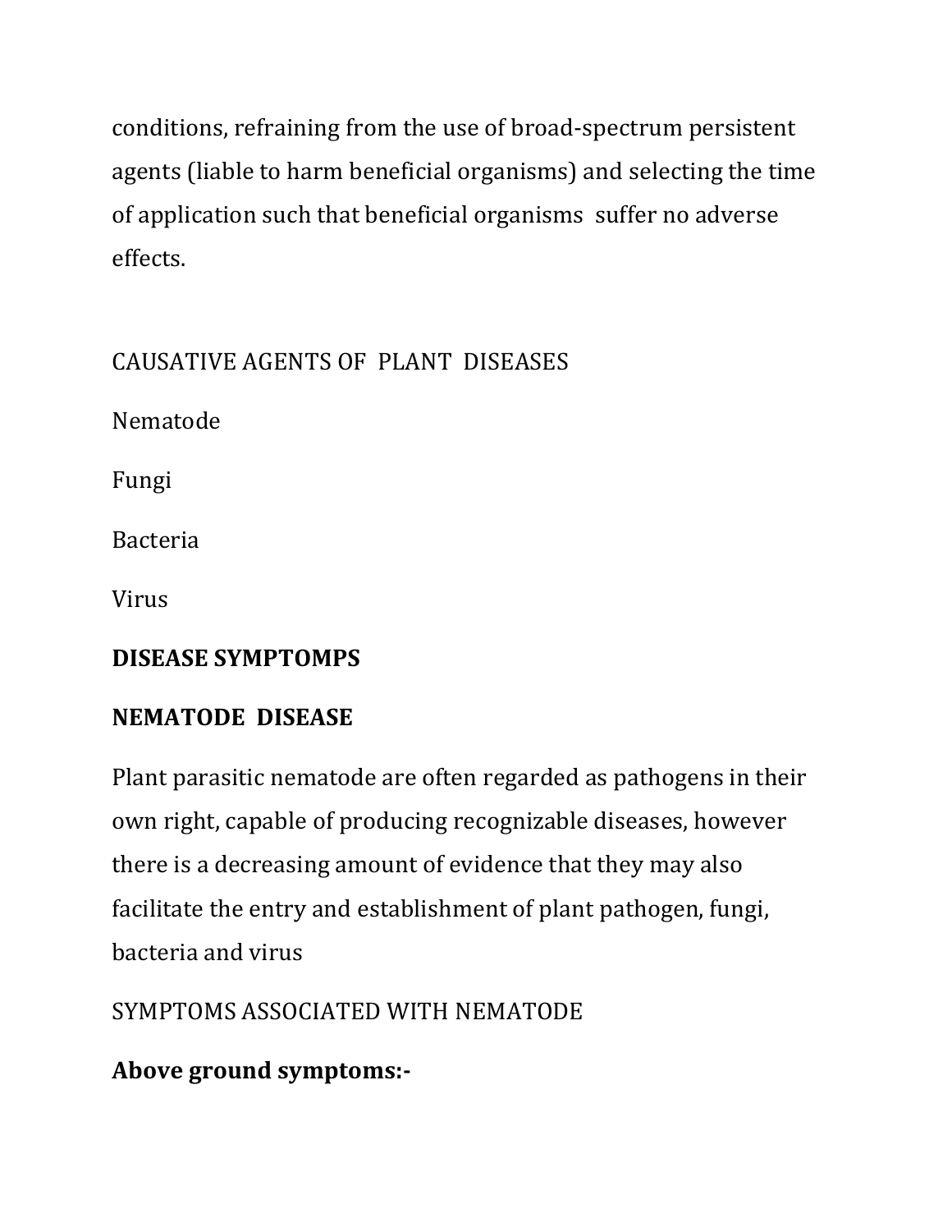conditions, refraining from the use of broad-spectrum persistent agents (liable to harm beneficial organisms) and selecting the time of application such that beneficial organisms suffer no adverse effects.

CAUSATIVE AGENTS OF PLANT DISEASES

Nematode

Fungi

Bacteria

Virus

**DISEASE SYMPTOMPS**

**NEMATODE DISEASE**

Plant parasitic nematode are often regarded as pathogens in their own right, capable of producing recognizable diseases, however there is a decreasing amount of evidence that they may also facilitate the entry and establishment of plant pathogen, fungi, bacteria and virus

SYMPTOMS ASSOCIATED WITH NEMATODE

**Above ground symptoms:-**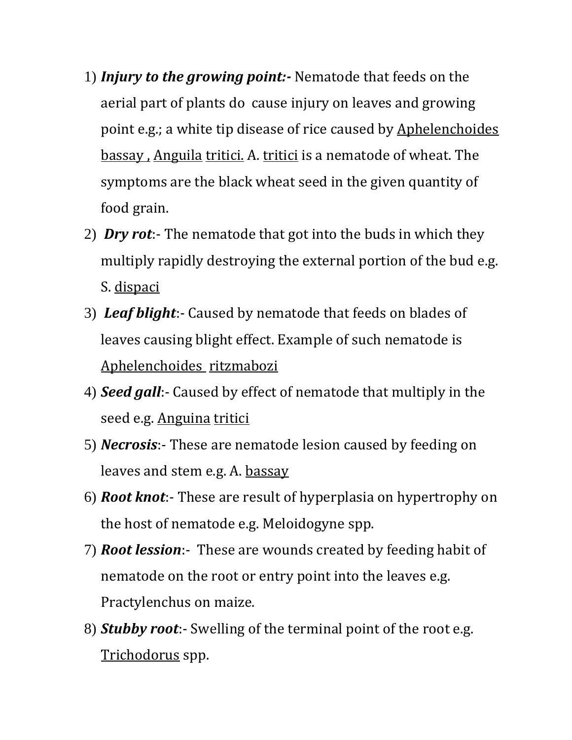1) ***Injury to the growing point:-*** Nematode that feeds on the aerial part of plants do cause injury on leaves and growing point e.g.; a white tip disease of rice caused by Aphelenchoides bassay , Anguila tritici. A. tritici is a nematode of wheat. The symptoms are the black wheat seed in the given quantity of food grain.
2) ***Dry rot***:- The nematode that got into the buds in which they multiply rapidly destroying the external portion of the bud e.g. S. dispaci
3) ***Leaf blight***:- Caused by nematode that feeds on blades of leaves causing blight effect. Example of such nematode is Aphelenchoides ritzmabozi
4) ***Seed gall***:- Caused by effect of nematode that multiply in the seed e.g. Anguina tritici
5) ***Necrosis***:- These are nematode lesion caused by feeding on leaves and stem e.g. A. bassay
6) ***Root knot***:- These are result of hyperplasia on hypertrophy on the host of nematode e.g. Meloidogyne spp.
7) ***Root lession***:- These are wounds created by feeding habit of nematode on the root or entry point into the leaves e.g. Practylenchus on maize.
8) ***Stubby root***:- Swelling of the terminal point of the root e.g. Trichodorus spp.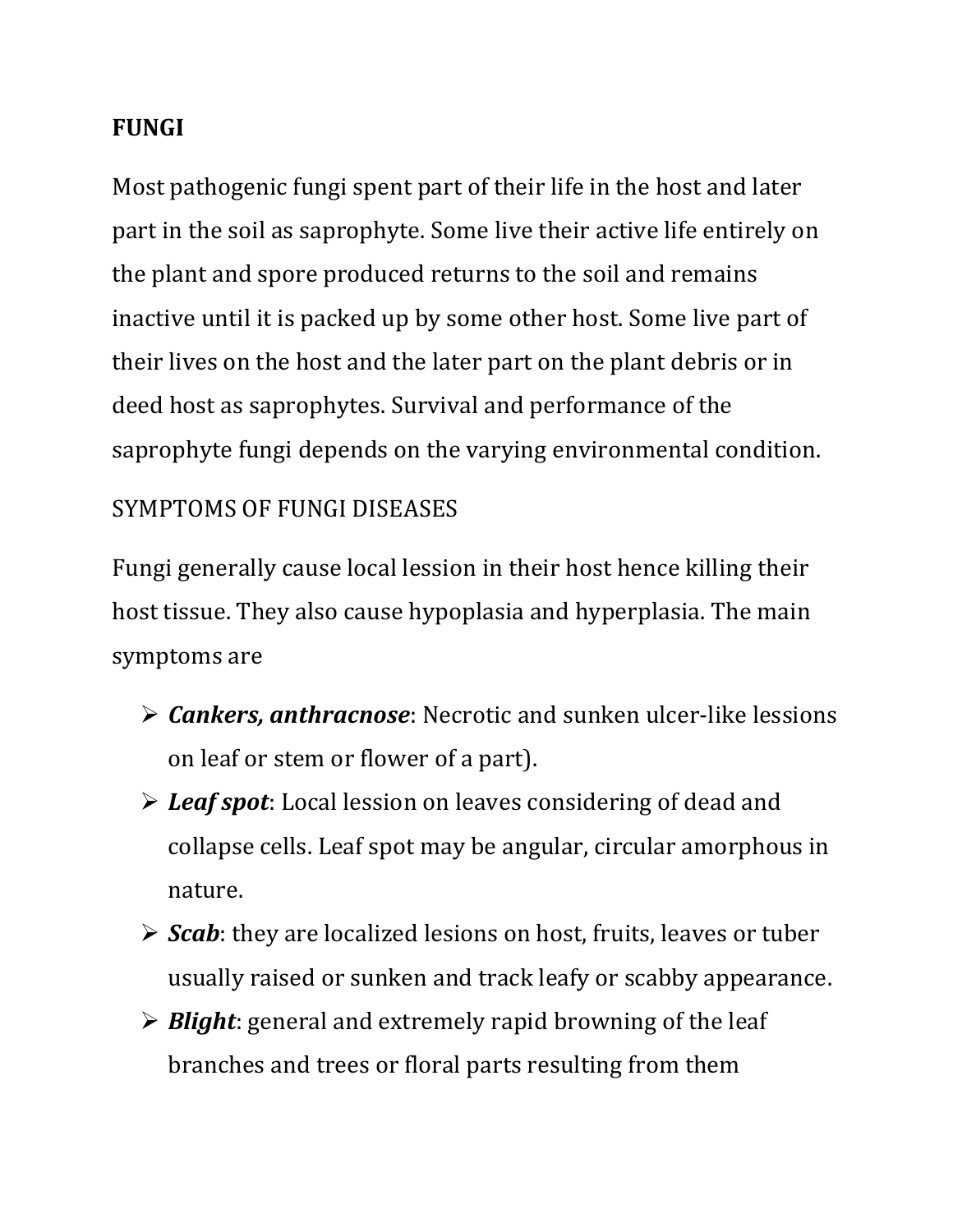**FUNGI**

Most pathogenic fungi spent part of their life in the host and later part in the soil as saprophyte. Some live their active life entirely on the plant and spore produced returns to the soil and remains inactive until it is packed up by some other host. Some live part of their lives on the host and the later part on the plant debris or in deed host as saprophytes. Survival and performance of the saprophyte fungi depends on the varying environmental condition.

SYMPTOMS OF FUNGI DISEASES

Fungi generally cause local lession in their host hence killing their host tissue. They also cause hypoplasia and hyperplasia. The main symptoms are

- ***Cankers, anthracnose***: Necrotic and sunken ulcer-like lessions on leaf or stem or flower of a part).
- ***Leaf spot***: Local lession on leaves considering of dead and collapse cells. Leaf spot may be angular, circular amorphous in nature.
- ***Scab***: they are localized lesions on host, fruits, leaves or tuber usually raised or sunken and track leafy or scabby appearance.
- ***Blight***: general and extremely rapid browning of the leaf branches and trees or floral parts resulting from them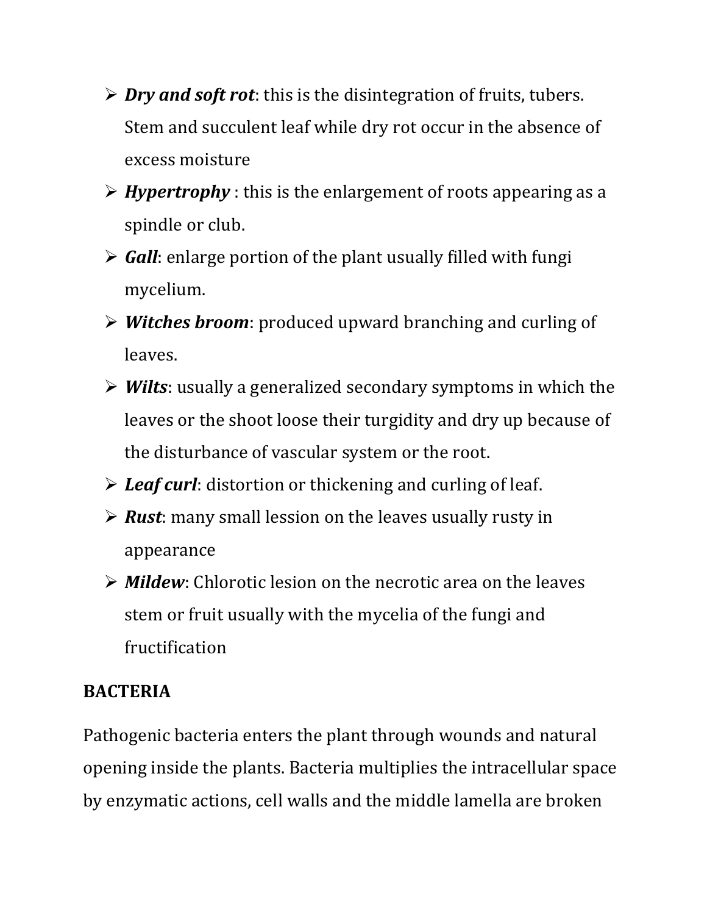- ***Dry and soft rot***: this is the disintegration of fruits, tubers. Stem and succulent leaf while dry rot occur in the absence of excess moisture
- ***Hypertrophy*** : this is the enlargement of roots appearing as a spindle or club.
- ***Gall***: enlarge portion of the plant usually filled with fungi mycelium.
- ***Witches broom***: produced upward branching and curling of leaves.
- ***Wilts***: usually a generalized secondary symptoms in which the leaves or the shoot loose their turgidity and dry up because of the disturbance of vascular system or the root.
- ***Leaf curl***: distortion or thickening and curling of leaf.
- ***Rust***: many small lession on the leaves usually rusty in appearance
- ***Mildew***: Chlorotic lesion on the necrotic area on the leaves stem or fruit usually with the mycelia of the fungi and fructification

**BACTERIA**

Pathogenic bacteria enters the plant through wounds and natural opening inside the plants. Bacteria multiplies the intracellular space by enzymatic actions, cell walls and the middle lamella are broken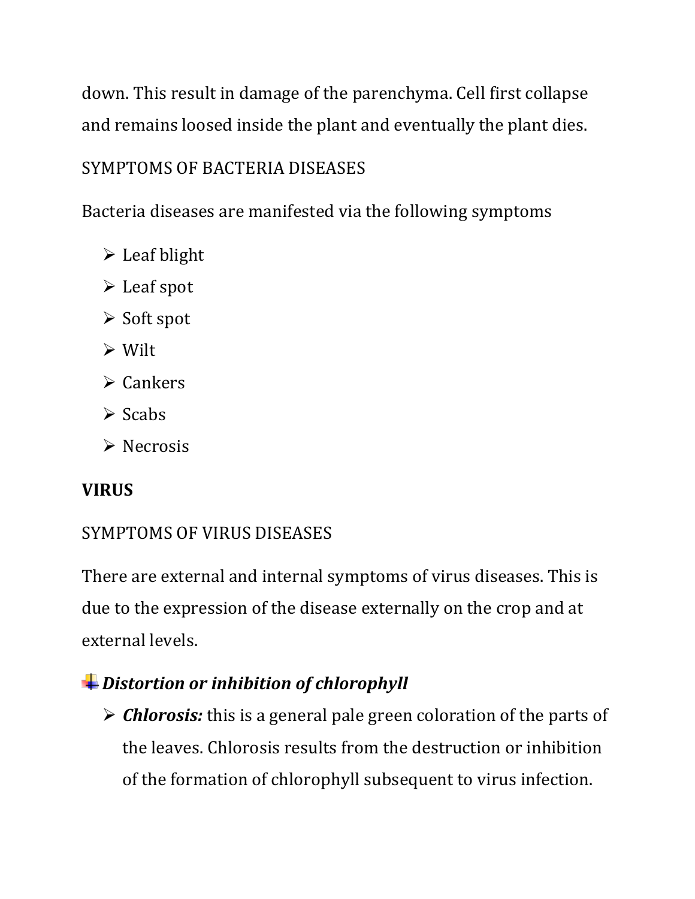down. This result in damage of the parenchyma. Cell first collapse and remains loosed inside the plant and eventually the plant dies.

SYMPTOMS OF BACTERIA DISEASES

Bacteria diseases are manifested via the following symptoms

- Leaf blight
- Leaf spot
- Soft spot
- Wilt
- Cankers
- Scabs
- Necrosis

**VIRUS**

SYMPTOMS OF VIRUS DISEASES

There are external and internal symptoms of virus diseases. This is due to the expression of the disease externally on the crop and at external levels.

***Distortion or inhibition of chlorophyll***

- ***Chlorosis:*** this is a general pale green coloration of the parts of the leaves. Chlorosis results from the destruction or inhibition of the formation of chlorophyll subsequent to virus infection.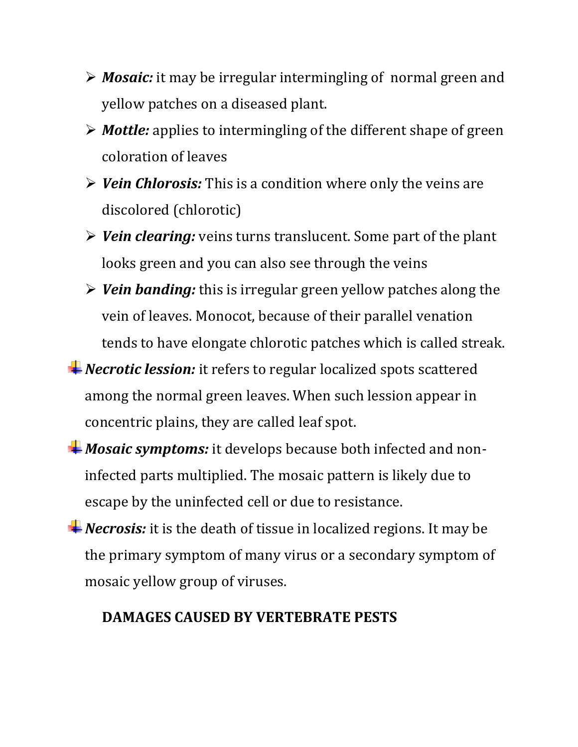- ***Mosaic:*** it may be irregular intermingling of normal green and yellow patches on a diseased plant.
- ***Mottle:*** applies to intermingling of the different shape of green coloration of leaves
- ***Vein Chlorosis:*** This is a condition where only the veins are discolored (chlorotic)
- ***Vein clearing:*** veins turns translucent. Some part of the plant looks green and you can also see through the veins
- ***Vein banding:*** this is irregular green yellow patches along the vein of leaves. Monocot, because of their parallel venation tends to have elongate chlorotic patches which is called streak.

- ***Necrotic lession:*** it refers to regular localized spots scattered among the normal green leaves. When such lession appear in concentric plains, they are called leaf spot.
- ***Mosaic symptoms:*** it develops because both infected and non-infected parts multiplied. The mosaic pattern is likely due to escape by the uninfected cell or due to resistance.
- ***Necrosis:*** it is the death of tissue in localized regions. It may be the primary symptom of many virus or a secondary symptom of mosaic yellow group of viruses.

## DAMAGES CAUSED BY VERTEBRATE PESTS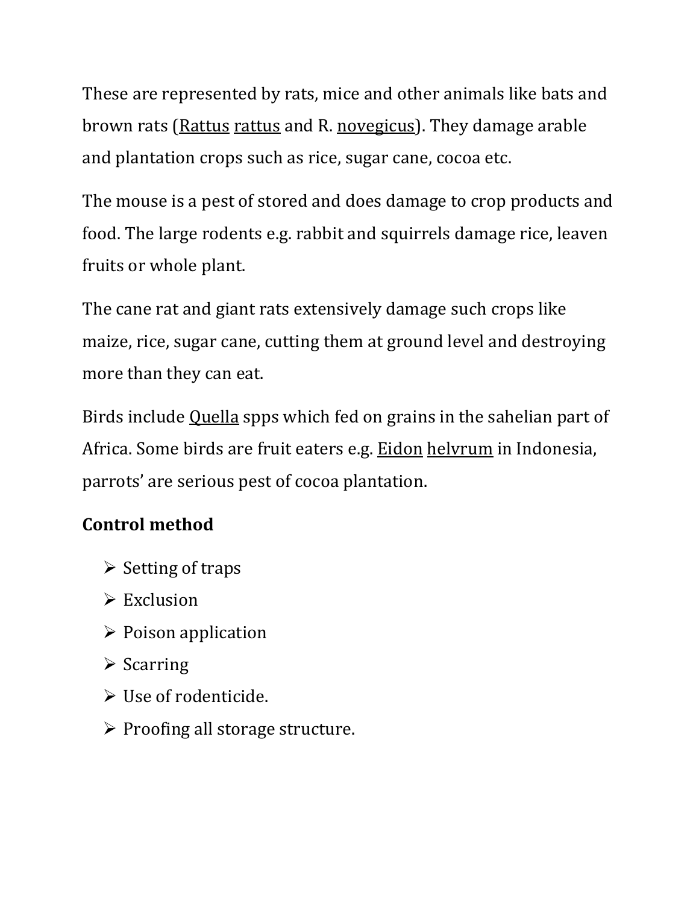These are represented by rats, mice and other animals like bats and brown rats (Rattus rattus and R. novegicus). They damage arable and plantation crops such as rice, sugar cane, cocoa etc.

The mouse is a pest of stored and does damage to crop products and food. The large rodents e.g. rabbit and squirrels damage rice, leaven fruits or whole plant.

The cane rat and giant rats extensively damage such crops like maize, rice, sugar cane, cutting them at ground level and destroying more than they can eat.

Birds include Quella spps which fed on grains in the sahelian part of Africa. Some birds are fruit eaters e.g. Eidon helvrum in Indonesia, parrots' are serious pest of cocoa plantation.

**Control method**

- Setting of traps
- Exclusion
- Poison application
- Scarring
- Use of rodenticide.
- Proofing all storage structure.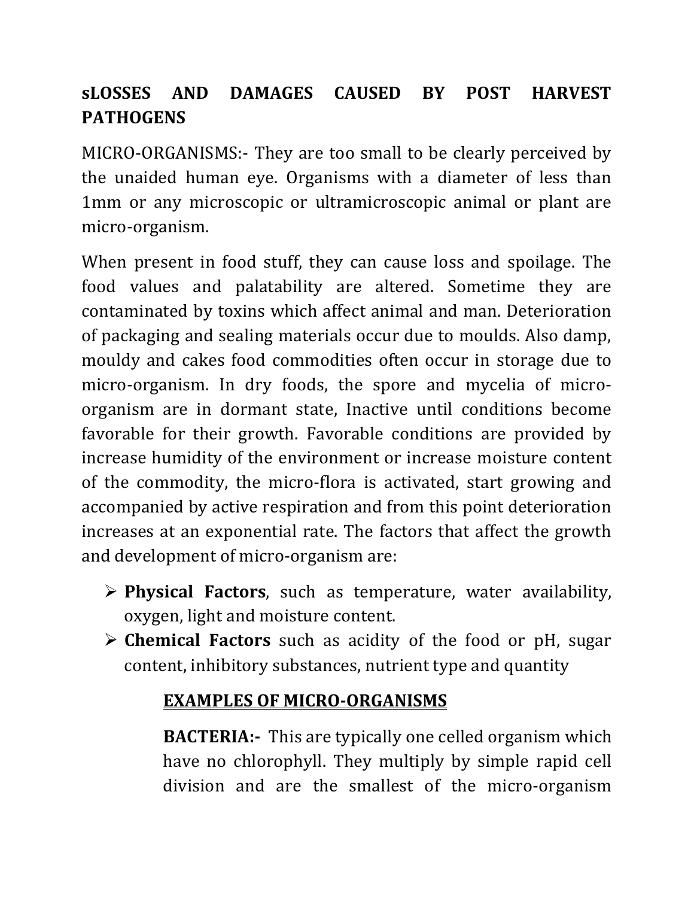# sLOSSES AND DAMAGES CAUSED BY POST HARVEST PATHOGENS

MICRO-ORGANISMS:- They are too small to be clearly perceived by the unaided human eye. Organisms with a diameter of less than 1mm or any microscopic or ultramicroscopic animal or plant are micro-organism.

When present in food stuff, they can cause loss and spoilage. The food values and palatability are altered. Sometime they are contaminated by toxins which affect animal and man. Deterioration of packaging and sealing materials occur due to moulds. Also damp, mouldy and cakes food commodities often occur in storage due to micro-organism. In dry foods, the spore and mycelia of micro-organism are in dormant state, Inactive until conditions become favorable for their growth. Favorable conditions are provided by increase humidity of the environment or increase moisture content of the commodity, the micro-flora is activated, start growing and accompanied by active respiration and from this point deterioration increases at an exponential rate. The factors that affect the growth and development of micro-organism are:

- **Physical Factors**, such as temperature, water availability, oxygen, light and moisture content.
- **Chemical Factors** such as acidity of the food or pH, sugar content, inhibitory substances, nutrient type and quantity

## EXAMPLES OF MICRO-ORGANISMS

**BACTERIA:-** This are typically one celled organism which have no chlorophyll. They multiply by simple rapid cell division and are the smallest of the micro-organism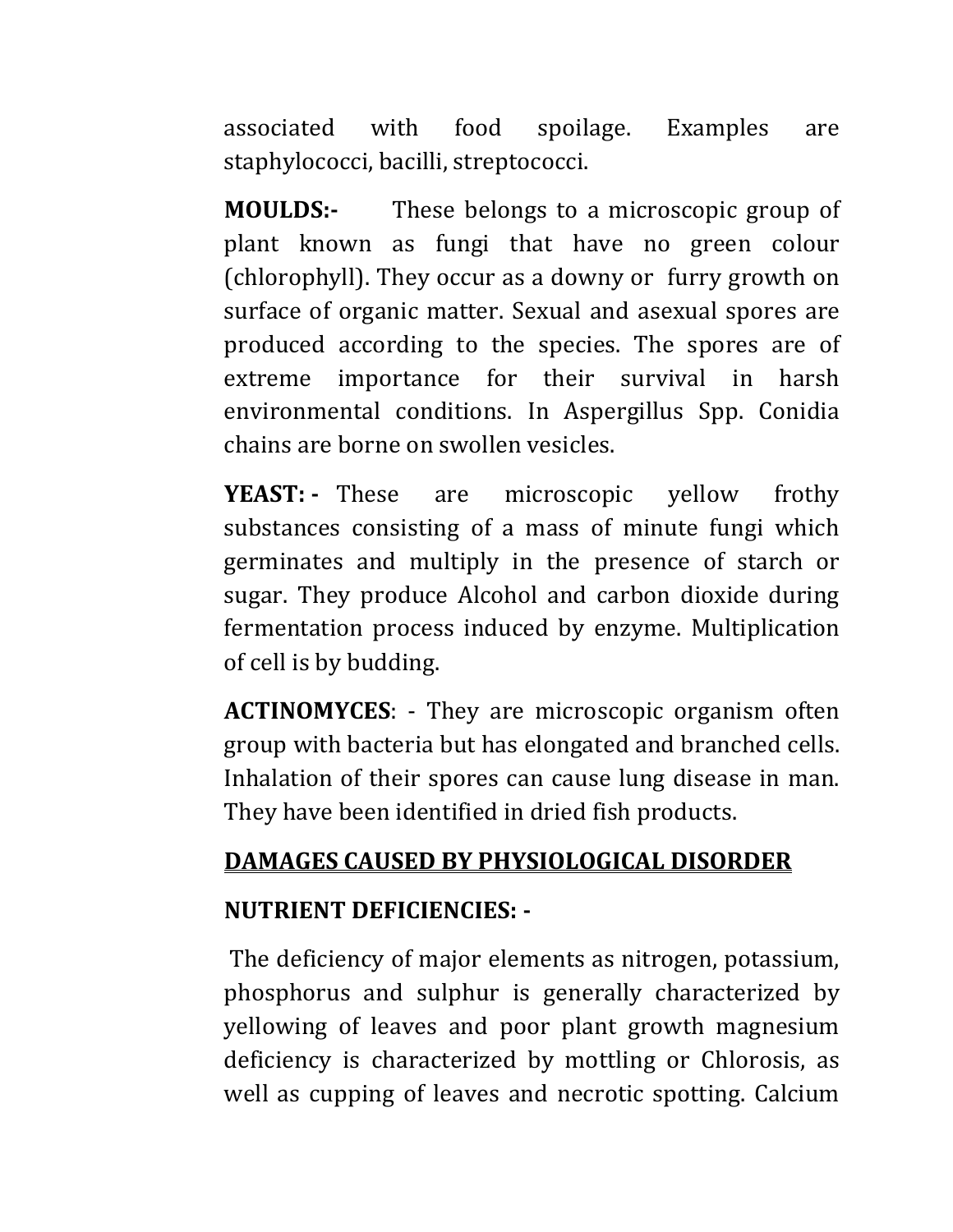associated with food spoilage. Examples are staphylococci, bacilli, streptococci.

**MOULDS:-** These belongs to a microscopic group of plant known as fungi that have no green colour (chlorophyll). They occur as a downy or furry growth on surface of organic matter. Sexual and asexual spores are produced according to the species. The spores are of extreme importance for their survival in harsh environmental conditions. In Aspergillus Spp. Conidia chains are borne on swollen vesicles.

**YEAST: -** These are microscopic yellow frothy substances consisting of a mass of minute fungi which germinates and multiply in the presence of starch or sugar. They produce Alcohol and carbon dioxide during fermentation process induced by enzyme. Multiplication of cell is by budding.

**ACTINOMYCES**: - They are microscopic organism often group with bacteria but has elongated and branched cells. Inhalation of their spores can cause lung disease in man. They have been identified in dried fish products.

## DAMAGES CAUSED BY PHYSIOLOGICAL DISORDER

### NUTRIENT DEFICIENCIES: -

The deficiency of major elements as nitrogen, potassium, phosphorus and sulphur is generally characterized by yellowing of leaves and poor plant growth magnesium deficiency is characterized by mottling or Chlorosis, as well as cupping of leaves and necrotic spotting. Calcium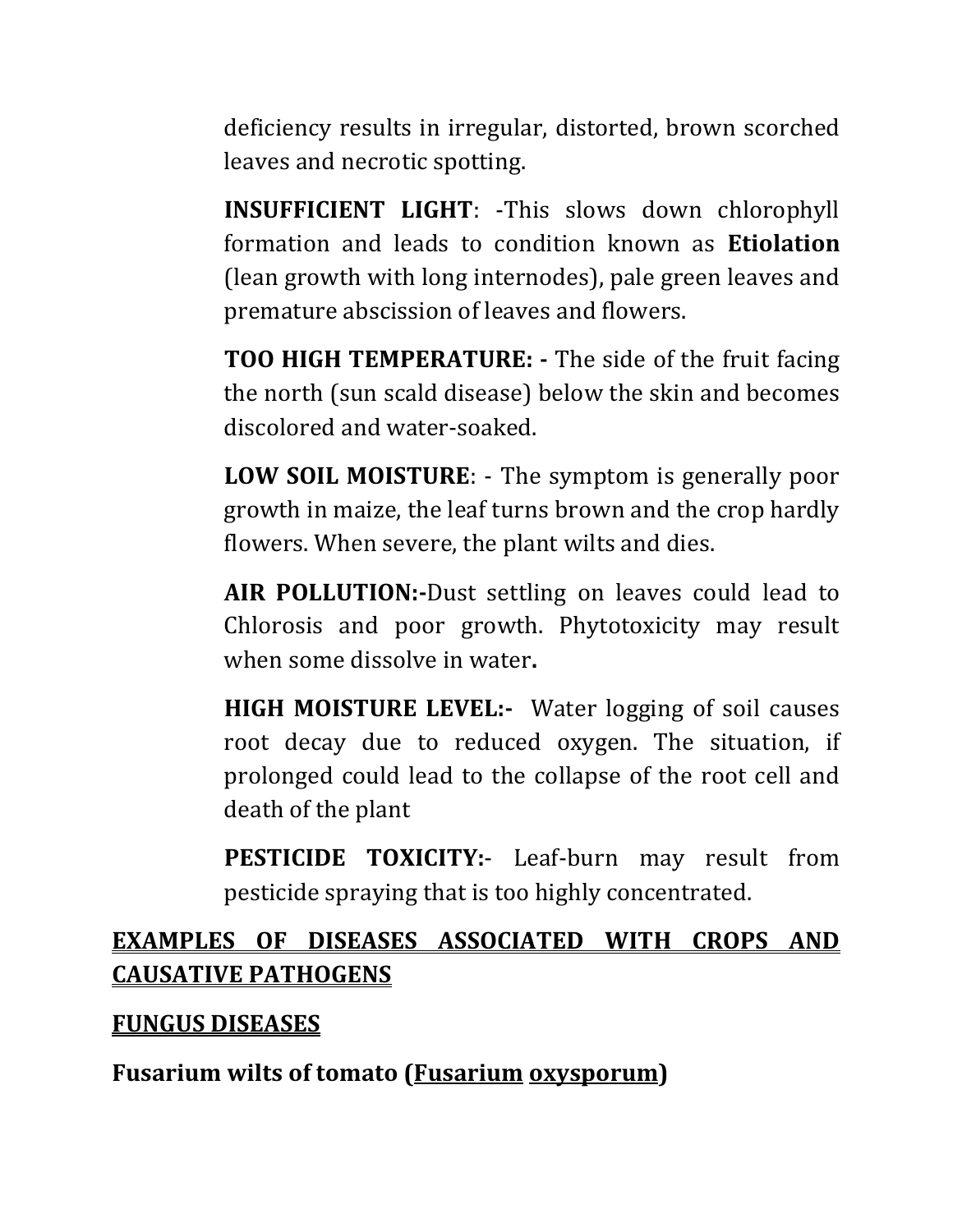deficiency results in irregular, distorted, brown scorched leaves and necrotic spotting.

**INSUFFICIENT LIGHT**: -This slows down chlorophyll formation and leads to condition known as **Etiolation** (lean growth with long internodes), pale green leaves and premature abscission of leaves and flowers.

**TOO HIGH TEMPERATURE: -** The side of the fruit facing the north (sun scald disease) below the skin and becomes discolored and water-soaked.

**LOW SOIL MOISTURE**: - The symptom is generally poor growth in maize, the leaf turns brown and the crop hardly flowers. When severe, the plant wilts and dies.

**AIR POLLUTION:-**Dust settling on leaves could lead to Chlorosis and poor growth. Phytotoxicity may result when some dissolve in water**.**

**HIGH MOISTURE LEVEL:-** Water logging of soil causes root decay due to reduced oxygen. The situation, if prolonged could lead to the collapse of the root cell and death of the plant

**PESTICIDE TOXICITY:-** Leaf-burn may result from pesticide spraying that is too highly concentrated.

## EXAMPLES OF DISEASES ASSOCIATED WITH CROPS AND CAUSATIVE PATHOGENS

### FUNGUS DISEASES

**Fusarium wilts of tomato (Fusarium oxysporum)**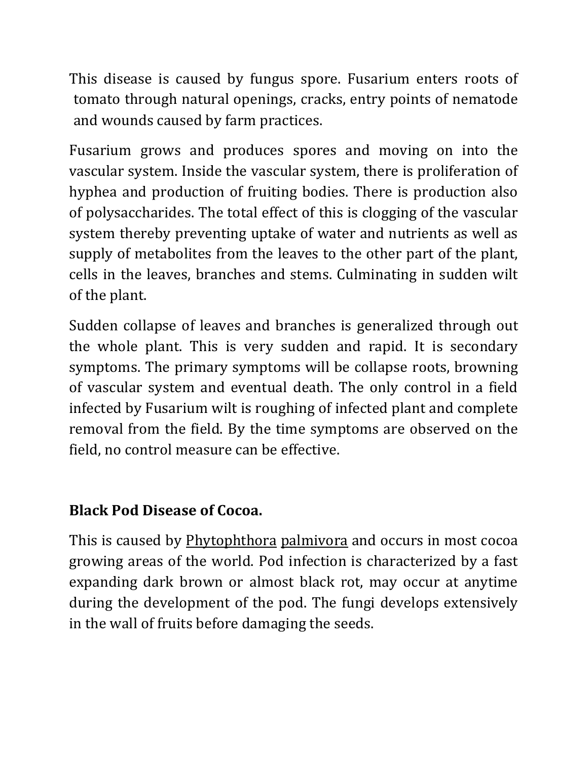This disease is caused by fungus spore. Fusarium enters roots of tomato through natural openings, cracks, entry points of nematode and wounds caused by farm practices.

Fusarium grows and produces spores and moving on into the vascular system. Inside the vascular system, there is proliferation of hyphea and production of fruiting bodies. There is production also of polysaccharides. The total effect of this is clogging of the vascular system thereby preventing uptake of water and nutrients as well as supply of metabolites from the leaves to the other part of the plant, cells in the leaves, branches and stems. Culminating in sudden wilt of the plant.

Sudden collapse of leaves and branches is generalized through out the whole plant. This is very sudden and rapid. It is secondary symptoms. The primary symptoms will be collapse roots, browning of vascular system and eventual death. The only control in a field infected by Fusarium wilt is roughing of infected plant and complete removal from the field. By the time symptoms are observed on the field, no control measure can be effective.

**Black Pod Disease of Cocoa.**

This is caused by <u>Phytophthora</u> <u>palmivora</u> and occurs in most cocoa growing areas of the world. Pod infection is characterized by a fast expanding dark brown or almost black rot, may occur at anytime during the development of the pod. The fungi develops extensively in the wall of fruits before damaging the seeds.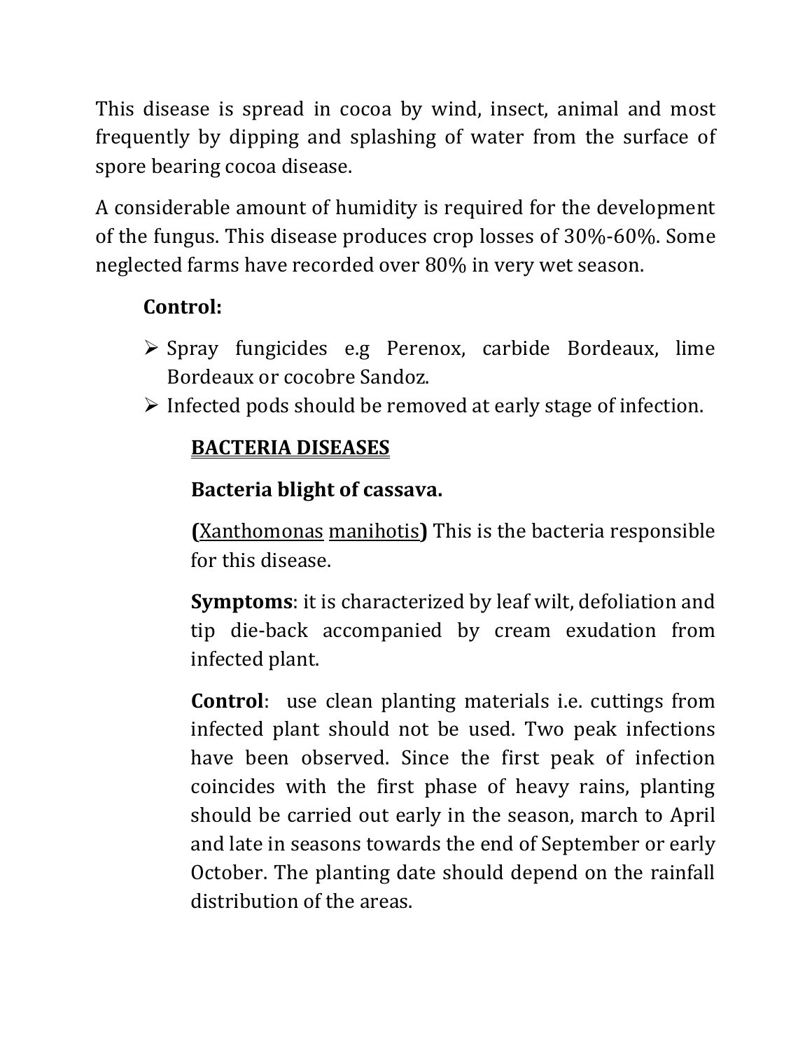This disease is spread in cocoa by wind, insect, animal and most frequently by dipping and splashing of water from the surface of spore bearing cocoa disease.

A considerable amount of humidity is required for the development of the fungus. This disease produces crop losses of 30%-60%. Some neglected farms have recorded over 80% in very wet season.

**Control:**

- Spray fungicides e.g Perenox, carbide Bordeaux, lime Bordeaux or cocobre Sandoz.
- Infected pods should be removed at early stage of infection.

## BACTERIA DISEASES

### Bacteria blight of cassava.

**(**Xanthomonas manihotis**)** This is the bacteria responsible for this disease.

**Symptoms**: it is characterized by leaf wilt, defoliation and tip die-back accompanied by cream exudation from infected plant.

**Control**: use clean planting materials i.e. cuttings from infected plant should not be used. Two peak infections have been observed. Since the first peak of infection coincides with the first phase of heavy rains, planting should be carried out early in the season, march to April and late in seasons towards the end of September or early October. The planting date should depend on the rainfall distribution of the areas.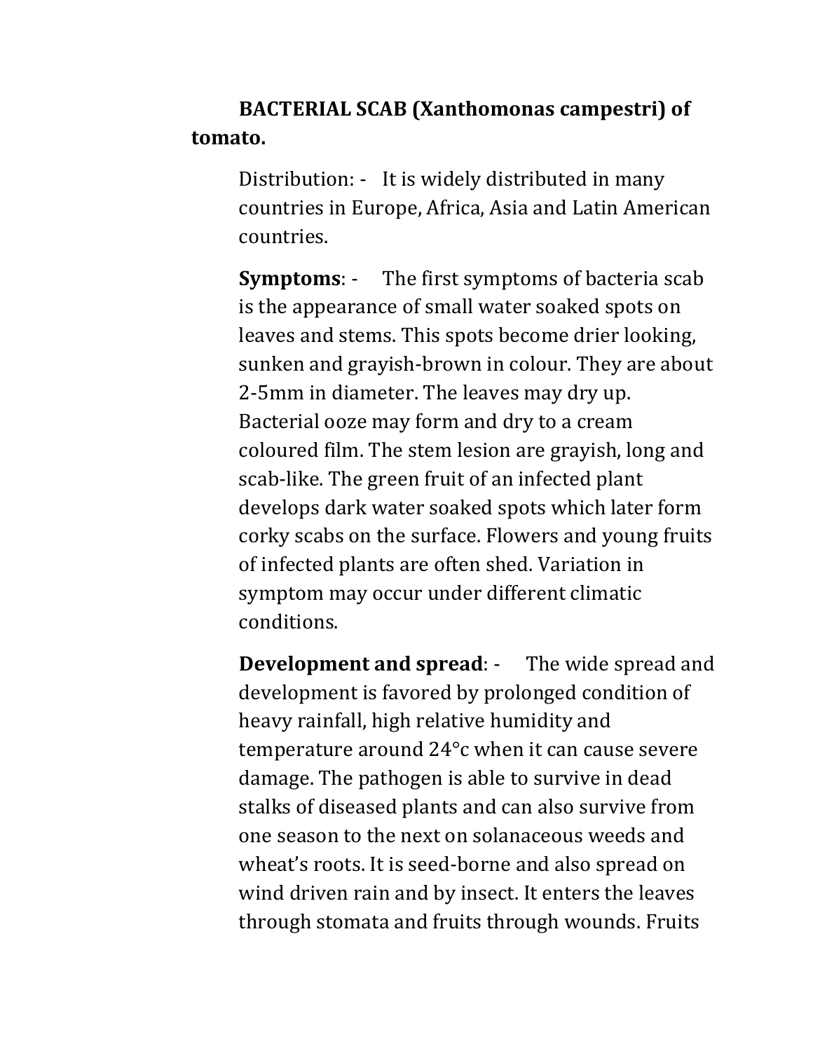**BACTERIAL SCAB (Xanthomonas campestri) of tomato.**

Distribution: - It is widely distributed in many countries in Europe, Africa, Asia and Latin American countries.

**Symptoms**: - The first symptoms of bacteria scab is the appearance of small water soaked spots on leaves and stems. This spots become drier looking, sunken and grayish-brown in colour. They are about 2-5mm in diameter. The leaves may dry up. Bacterial ooze may form and dry to a cream coloured film. The stem lesion are grayish, long and scab-like. The green fruit of an infected plant develops dark water soaked spots which later form corky scabs on the surface. Flowers and young fruits of infected plants are often shed. Variation in symptom may occur under different climatic conditions.

**Development and spread**: - The wide spread and development is favored by prolonged condition of heavy rainfall, high relative humidity and temperature around 24°c when it can cause severe damage. The pathogen is able to survive in dead stalks of diseased plants and can also survive from one season to the next on solanaceous weeds and wheat's roots. It is seed-borne and also spread on wind driven rain and by insect. It enters the leaves through stomata and fruits through wounds. Fruits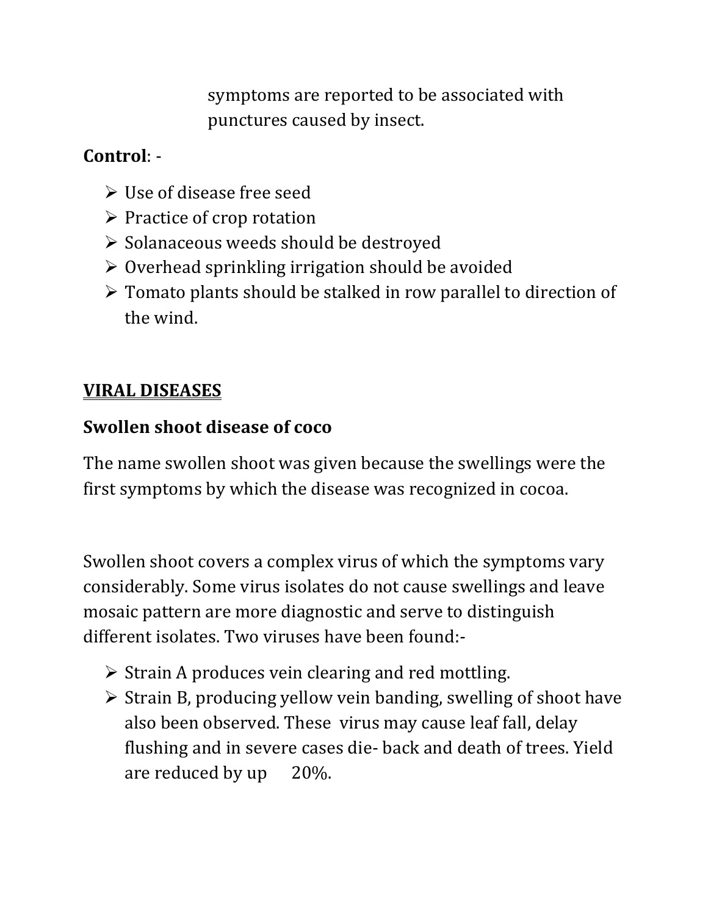symptoms are reported to be associated with punctures caused by insect.

**Control**: -

- Use of disease free seed
- Practice of crop rotation
- Solanaceous weeds should be destroyed
- Overhead sprinkling irrigation should be avoided
- Tomato plants should be stalked in row parallel to direction of the wind.

## <u>VIRAL DISEASES</u>

### Swollen shoot disease of coco

The name swollen shoot was given because the swellings were the first symptoms by which the disease was recognized in cocoa.

Swollen shoot covers a complex virus of which the symptoms vary considerably. Some virus isolates do not cause swellings and leave mosaic pattern are more diagnostic and serve to distinguish different isolates. Two viruses have been found:-

- Strain A produces vein clearing and red mottling.
- Strain B, producing yellow vein banding, swelling of shoot have also been observed. These virus may cause leaf fall, delay flushing and in severe cases die- back and death of trees. Yield are reduced by up 20%.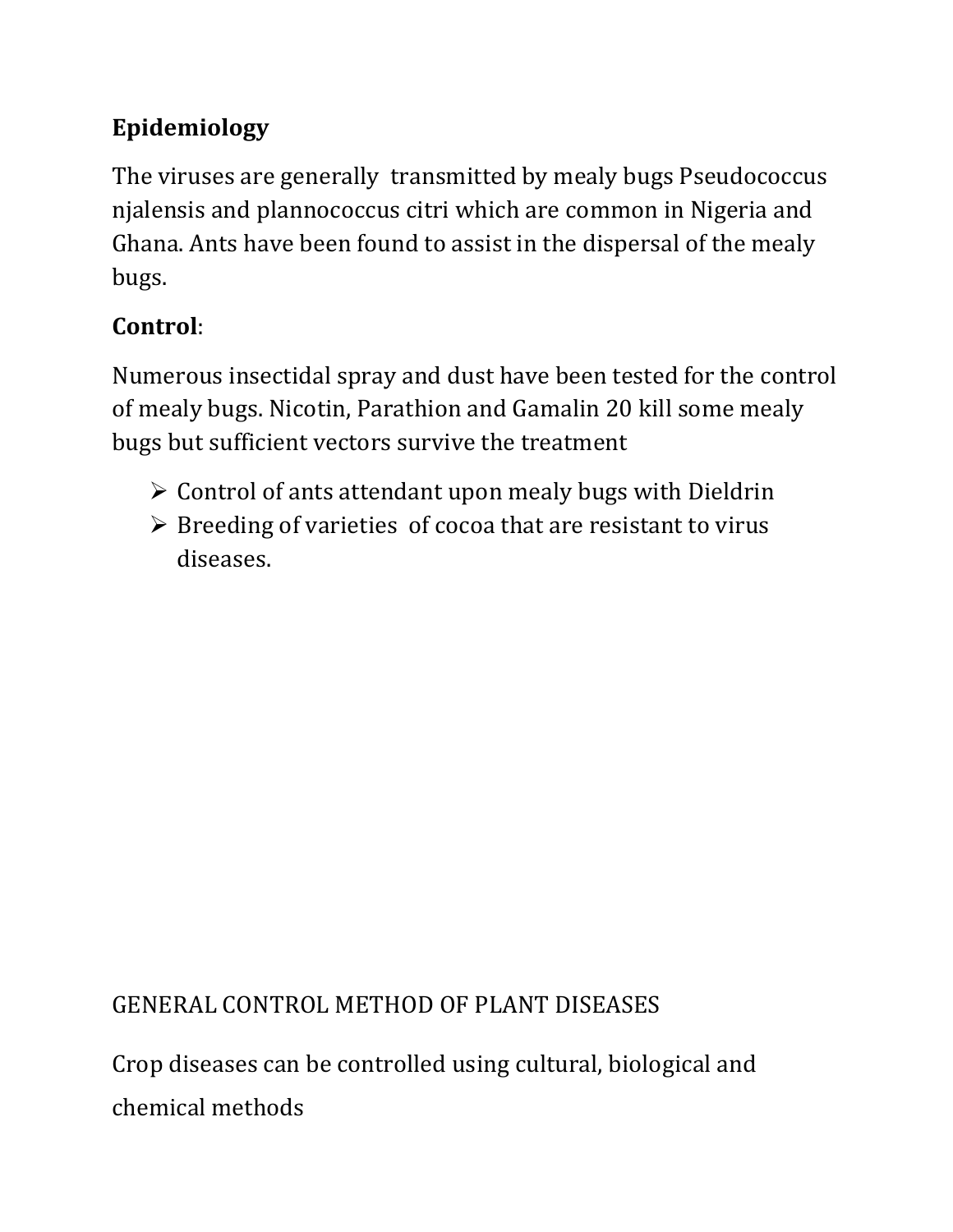**Epidemiology**

The viruses are generally transmitted by mealy bugs Pseudococcus njalensis and plannococcus citri which are common in Nigeria and Ghana. Ants have been found to assist in the dispersal of the mealy bugs.

**Control**:

Numerous insectidal spray and dust have been tested for the control of mealy bugs. Nicotin, Parathion and Gamalin 20 kill some mealy bugs but sufficient vectors survive the treatment

- Control of ants attendant upon mealy bugs with Dieldrin
- Breeding of varieties of cocoa that are resistant to virus diseases.

GENERAL CONTROL METHOD OF PLANT DISEASES

Crop diseases can be controlled using cultural, biological and chemical methods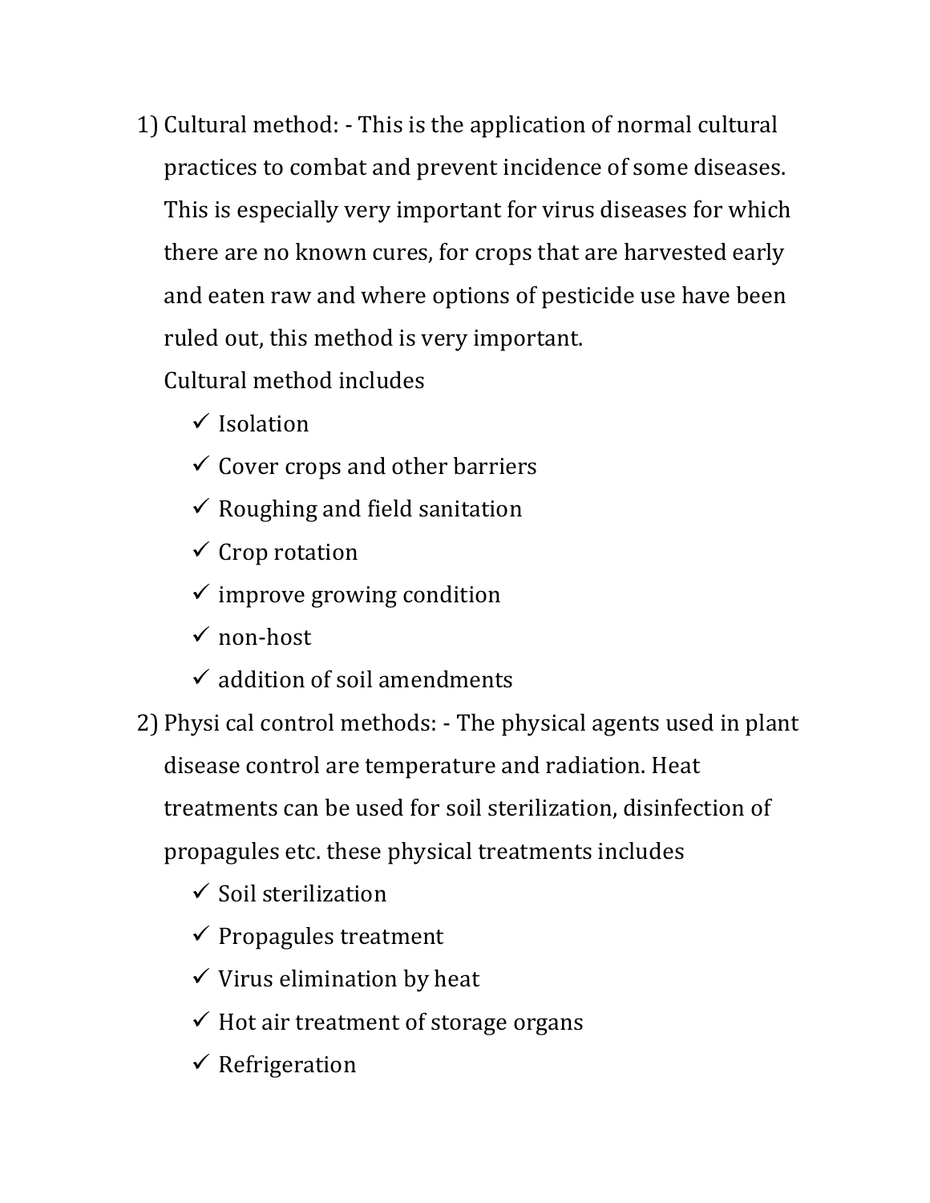1) Cultural method: - This is the application of normal cultural practices to combat and prevent incidence of some diseases. This is especially very important for virus diseases for which there are no known cures, for crops that are harvested early and eaten raw and where options of pesticide use have been ruled out, this method is very important.

   Cultural method includes

   - ✓ Isolation
   - ✓ Cover crops and other barriers
   - ✓ Roughing and field sanitation
   - ✓ Crop rotation
   - ✓ improve growing condition
   - ✓ non-host
   - ✓ addition of soil amendments

2) Physi cal control methods: - The physical agents used in plant disease control are temperature and radiation. Heat treatments can be used for soil sterilization, disinfection of propagules etc. these physical treatments includes

   - ✓ Soil sterilization
   - ✓ Propagules treatment
   - ✓ Virus elimination by heat
   - ✓ Hot air treatment of storage organs
   - ✓ Refrigeration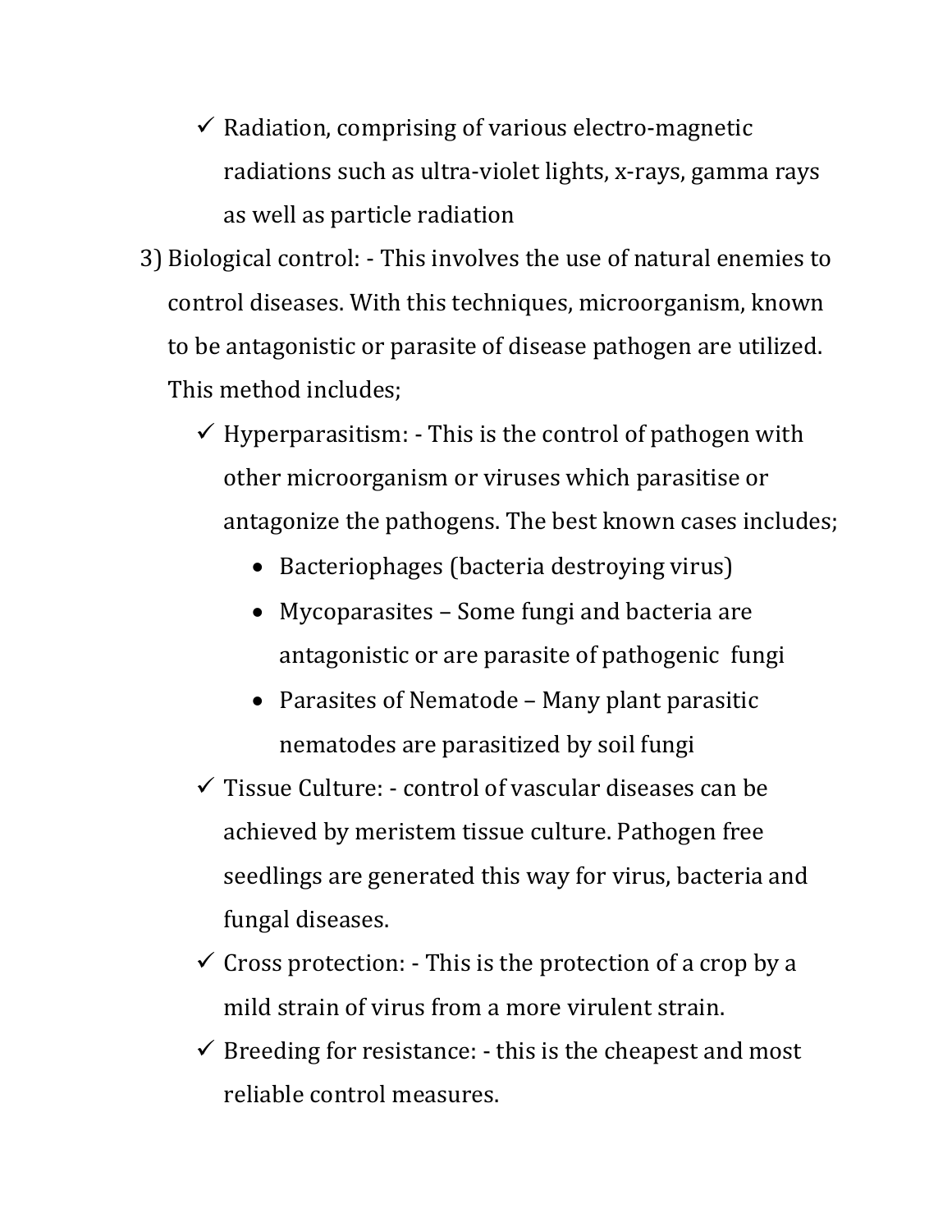- ✓ Radiation, comprising of various electro-magnetic radiations such as ultra-violet lights, x-rays, gamma rays as well as particle radiation

3) Biological control: - This involves the use of natural enemies to control diseases. With this techniques, microorganism, known to be antagonistic or parasite of disease pathogen are utilized. This method includes;

    - ✓ Hyperparasitism: - This is the control of pathogen with other microorganism or viruses which parasitise or antagonize the pathogens. The best known cases includes;
        - Bacteriophages (bacteria destroying virus)
        - Mycoparasites – Some fungi and bacteria are antagonistic or are parasite of pathogenic fungi
        - Parasites of Nematode – Many plant parasitic nematodes are parasitized by soil fungi
    - ✓ Tissue Culture: - control of vascular diseases can be achieved by meristem tissue culture. Pathogen free seedlings are generated this way for virus, bacteria and fungal diseases.
    - ✓ Cross protection: - This is the protection of a crop by a mild strain of virus from a more virulent strain.
    - ✓ Breeding for resistance: - this is the cheapest and most reliable control measures.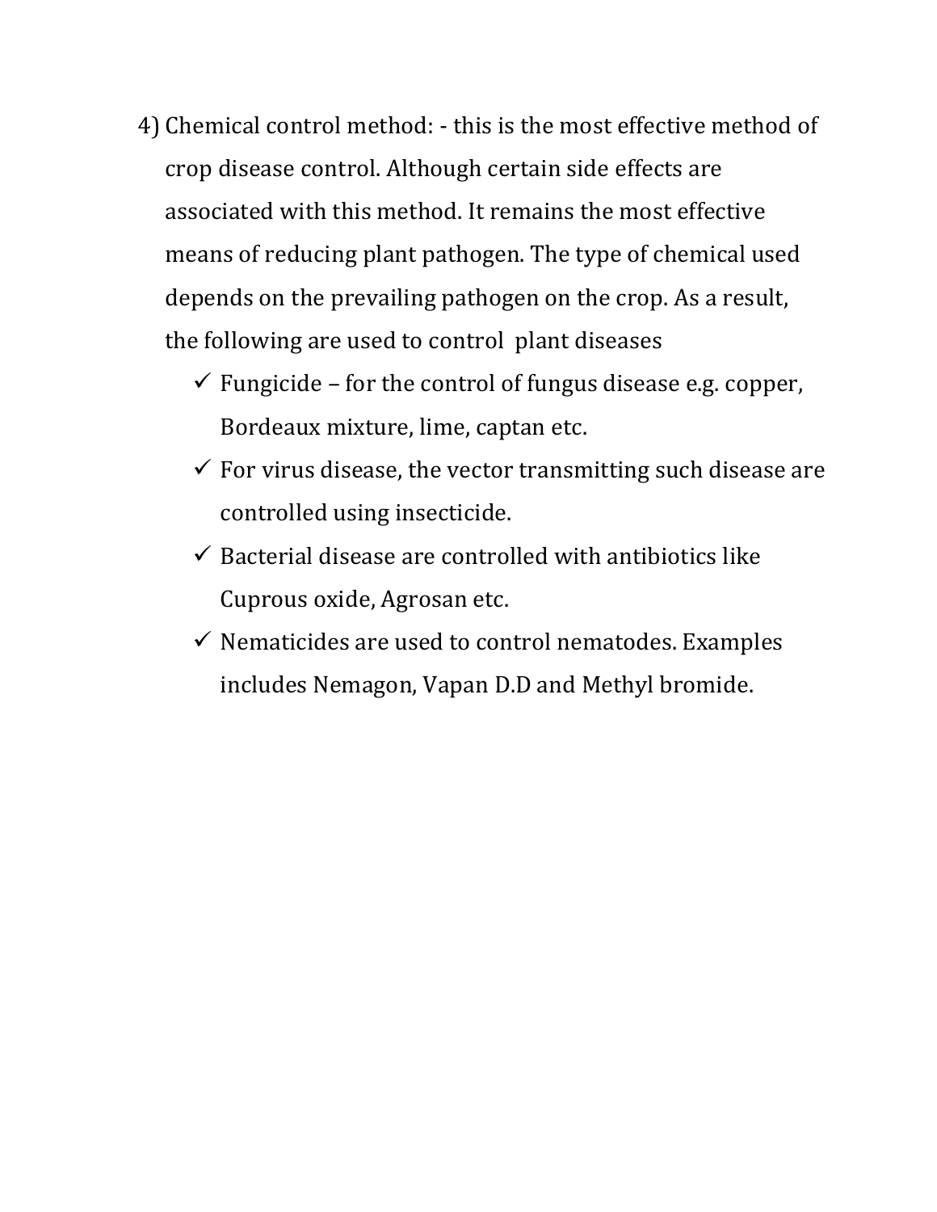4) Chemical control method: - this is the most effective method of crop disease control. Although certain side effects are associated with this method. It remains the most effective means of reducing plant pathogen. The type of chemical used depends on the prevailing pathogen on the crop. As a result, the following are used to control plant diseases

   - ✓ Fungicide – for the control of fungus disease e.g. copper, Bordeaux mixture, lime, captan etc.
   - ✓ For virus disease, the vector transmitting such disease are controlled using insecticide.
   - ✓ Bacterial disease are controlled with antibiotics like Cuprous oxide, Agrosan etc.
   - ✓ Nematicides are used to control nematodes. Examples includes Nemagon, Vapan D.D and Methyl bromide.